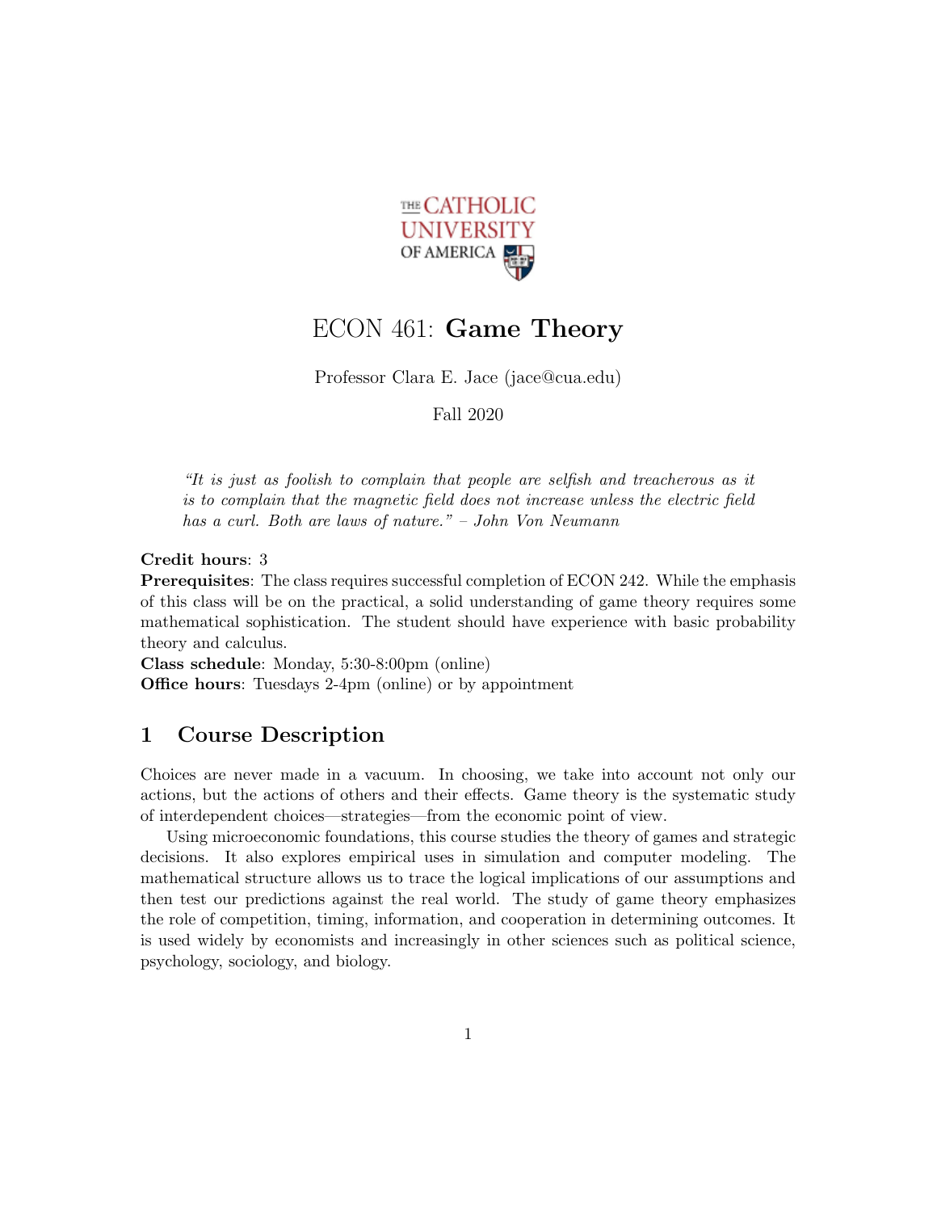# ECON 461: **Game Theory**

Professor Clara E. Jace (jace@cua.edu)

Fall 2020

*"It is just as foolish to complain that people are selfish and treacherous as it is to complain that the magnetic field does not increase unless the electric field has a curl. Both are laws of nature." – John Von Neumann*

**Credit hours**: 3
**Prerequisites**: The class requires successful completion of ECON 242. While the emphasis of this class will be on the practical, a solid understanding of game theory requires some mathematical sophistication. The student should have experience with basic probability theory and calculus.
**Class schedule**: Monday, 5:30-8:00pm (online)
**Office hours**: Tuesdays 2-4pm (online) or by appointment

## 1 Course Description

Choices are never made in a vacuum. In choosing, we take into account not only our actions, but the actions of others and their effects. Game theory is the systematic study of interdependent choices—strategies—from the economic point of view.

Using microeconomic foundations, this course studies the theory of games and strategic decisions. It also explores empirical uses in simulation and computer modeling. The mathematical structure allows us to trace the logical implications of our assumptions and then test our predictions against the real world. The study of game theory emphasizes the role of competition, timing, information, and cooperation in determining outcomes. It is used widely by economists and increasingly in other sciences such as political science, psychology, sociology, and biology.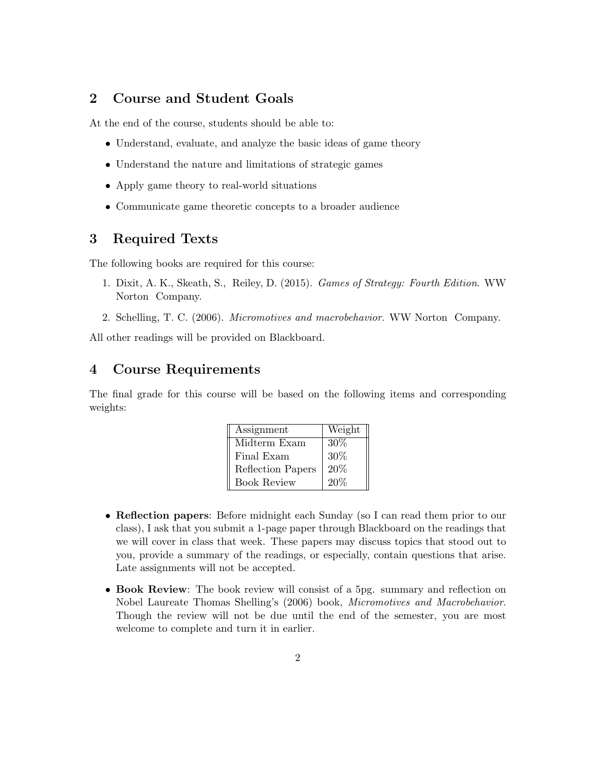## 2 Course and Student Goals

At the end of the course, students should be able to:

- Understand, evaluate, and analyze the basic ideas of game theory
- Understand the nature and limitations of strategic games
- Apply game theory to real-world situations
- Communicate game theoretic concepts to a broader audience

## 3 Required Texts

The following books are required for this course:

1. Dixit, A. K., Skeath, S., Reiley, D. (2015). *Games of Strategy: Fourth Edition*. WW Norton Company.
2. Schelling, T. C. (2006). *Micromotives and macrobehavior*. WW Norton Company.

All other readings will be provided on Blackboard.

## 4 Course Requirements

The final grade for this course will be based on the following items and corresponding weights:

| Assignment | Weight |
| --- | --- |
| Midterm Exam | 30% |
| Final Exam | 30% |
| Reflection Papers | 20% |
| Book Review | 20% |

- **Reflection papers**: Before midnight each Sunday (so I can read them prior to our class), I ask that you submit a 1-page paper through Blackboard on the readings that we will cover in class that week. These papers may discuss topics that stood out to you, provide a summary of the readings, or especially, contain questions that arise. Late assignments will not be accepted.
- **Book Review**: The book review will consist of a 5pg. summary and reflection on Nobel Laureate Thomas Shelling's (2006) book, *Micromotives and Macrobehavior*. Though the review will not be due until the end of the semester, you are most welcome to complete and turn it in earlier.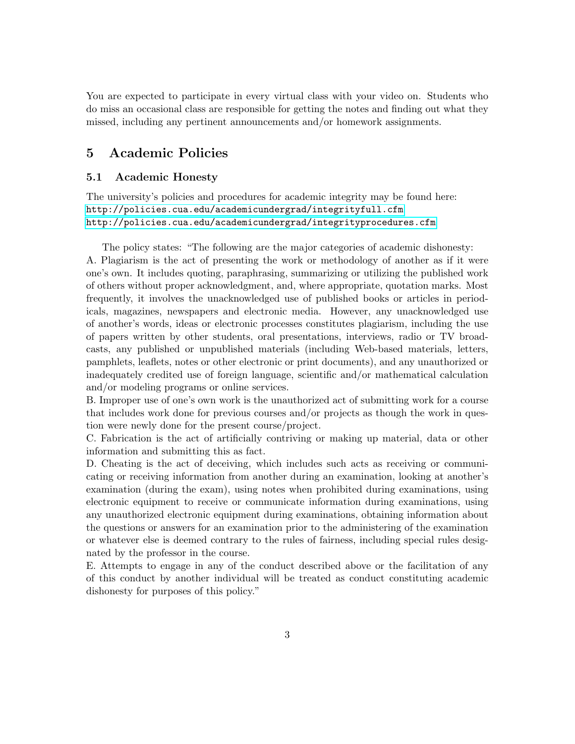You are expected to participate in every virtual class with your video on. Students who do miss an occasional class are responsible for getting the notes and finding out what they missed, including any pertinent announcements and/or homework assignments.

## 5 Academic Policies

### 5.1 Academic Honesty

The university's policies and procedures for academic integrity may be found here:
http://policies.cua.edu/academicundergrad/integrityfull.cfm
http://policies.cua.edu/academicundergrad/integrityprocedures.cfm

The policy states: "The following are the major categories of academic dishonesty:
A. Plagiarism is the act of presenting the work or methodology of another as if it were one's own. It includes quoting, paraphrasing, summarizing or utilizing the published work of others without proper acknowledgment, and, where appropriate, quotation marks. Most frequently, it involves the unacknowledged use of published books or articles in periodicals, magazines, newspapers and electronic media. However, any unacknowledged use of another's words, ideas or electronic processes constitutes plagiarism, including the use of papers written by other students, oral presentations, interviews, radio or TV broadcasts, any published or unpublished materials (including Web-based materials, letters, pamphlets, leaflets, notes or other electronic or print documents), and any unauthorized or inadequately credited use of foreign language, scientific and/or mathematical calculation and/or modeling programs or online services.
B. Improper use of one's own work is the unauthorized act of submitting work for a course that includes work done for previous courses and/or projects as though the work in question were newly done for the present course/project.
C. Fabrication is the act of artificially contriving or making up material, data or other information and submitting this as fact.
D. Cheating is the act of deceiving, which includes such acts as receiving or communicating or receiving information from another during an examination, looking at another's examination (during the exam), using notes when prohibited during examinations, using electronic equipment to receive or communicate information during examinations, using any unauthorized electronic equipment during examinations, obtaining information about the questions or answers for an examination prior to the administering of the examination or whatever else is deemed contrary to the rules of fairness, including special rules designated by the professor in the course.
E. Attempts to engage in any of the conduct described above or the facilitation of any of this conduct by another individual will be treated as conduct constituting academic dishonesty for purposes of this policy."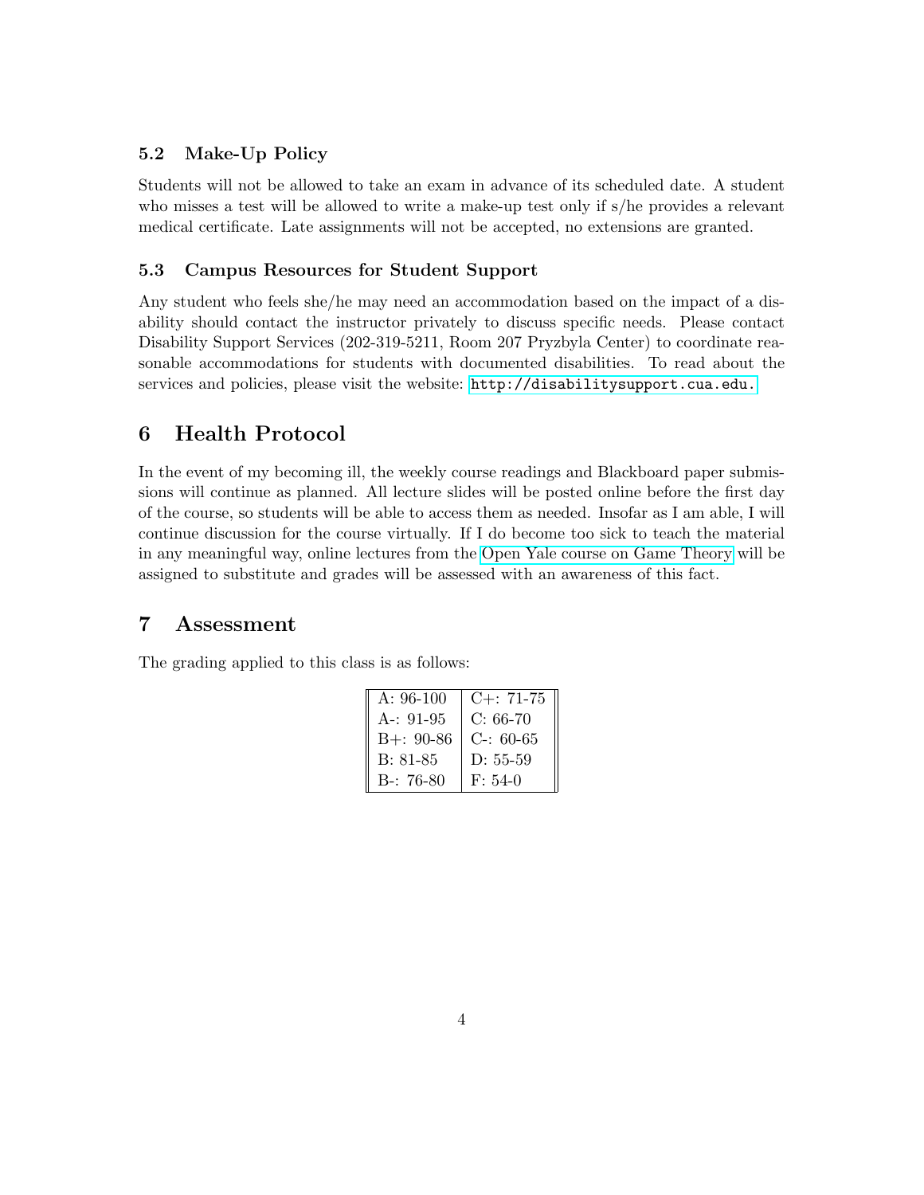### 5.2 Make-Up Policy

Students will not be allowed to take an exam in advance of its scheduled date. A student who misses a test will be allowed to write a make-up test only if s/he provides a relevant medical certificate. Late assignments will not be accepted, no extensions are granted.

### 5.3 Campus Resources for Student Support

Any student who feels she/he may need an accommodation based on the impact of a disability should contact the instructor privately to discuss specific needs. Please contact Disability Support Services (202-319-5211, Room 207 Pryzbyla Center) to coordinate reasonable accommodations for students with documented disabilities. To read about the services and policies, please visit the website: http://disabilitysupport.cua.edu.

## 6 Health Protocol

In the event of my becoming ill, the weekly course readings and Blackboard paper submissions will continue as planned. All lecture slides will be posted online before the first day of the course, so students will be able to access them as needed. Insofar as I am able, I will continue discussion for the course virtually. If I do become too sick to teach the material in any meaningful way, online lectures from the Open Yale course on Game Theory will be assigned to substitute and grades will be assessed with an awareness of this fact.

## 7 Assessment

The grading applied to this class is as follows:

| | |
|---|---|
| A: 96-100 | C+: 71-75 |
| A-: 91-95 | C: 66-70 |
| B+: 90-86 | C-: 60-65 |
| B: 81-85 | D: 55-59 |
| B-: 76-80 | F: 54-0 |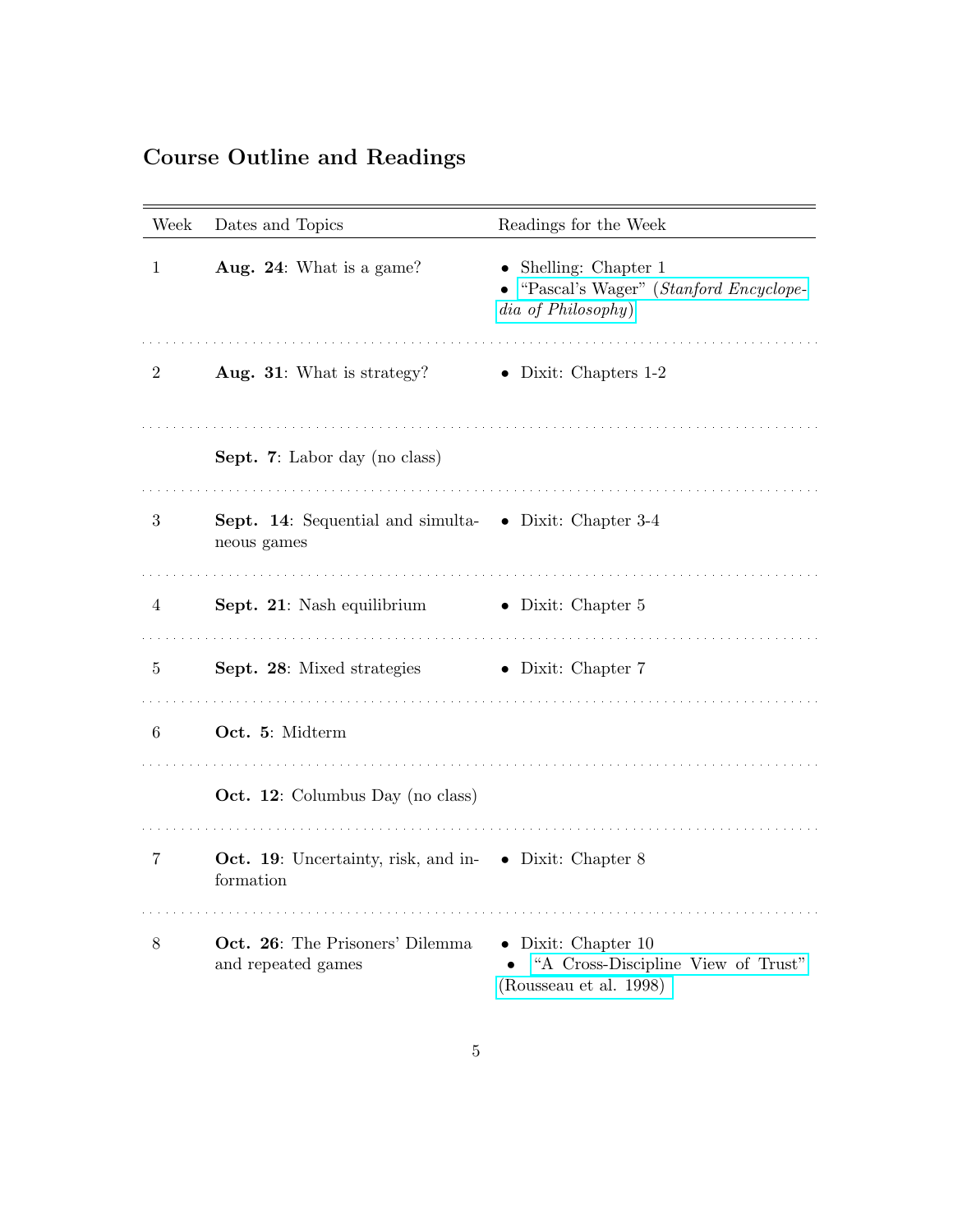## Course Outline and Readings

| Week | Dates and Topics | Readings for the Week |
| --- | --- | --- |
| 1 | **Aug. 24**: What is a game? | • Shelling: Chapter 1 • "Pascal's Wager" (*Stanford Encyclopedia of Philosophy*) |
| 2 | **Aug. 31**: What is strategy? | • Dixit: Chapters 1-2 |
| | **Sept. 7**: Labor day (no class) | |
| 3 | **Sept. 14**: Sequential and simultaneous games | • Dixit: Chapter 3-4 |
| 4 | **Sept. 21**: Nash equilibrium | • Dixit: Chapter 5 |
| 5 | **Sept. 28**: Mixed strategies | • Dixit: Chapter 7 |
| 6 | **Oct. 5**: Midterm | |
| | **Oct. 12**: Columbus Day (no class) | |
| 7 | **Oct. 19**: Uncertainty, risk, and information | • Dixit: Chapter 8 |
| 8 | **Oct. 26**: The Prisoners' Dilemma and repeated games | • Dixit: Chapter 10 • "A Cross-Discipline View of Trust" (Rousseau et al. 1998) |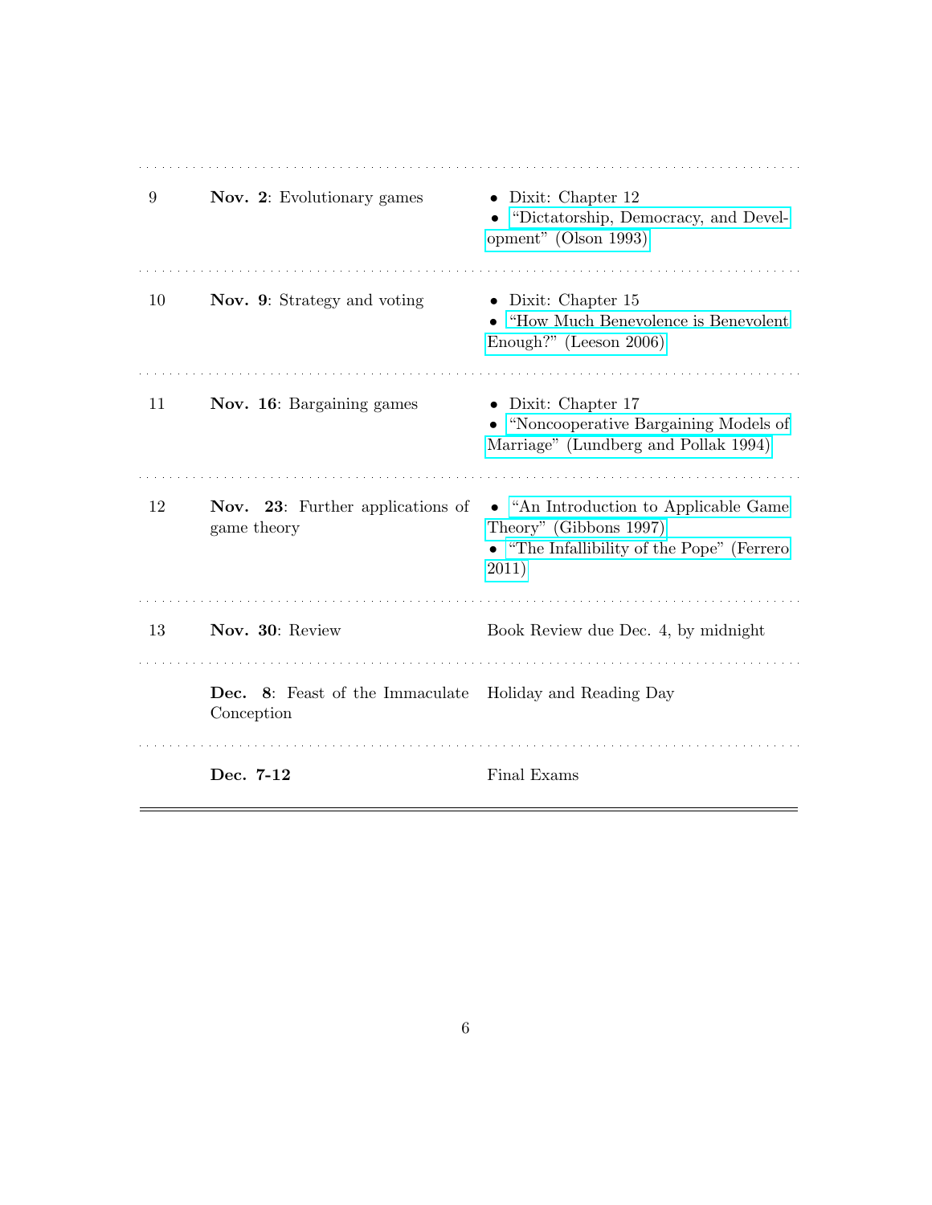| | | |
|---|---|---|
| 9 | **Nov. 2**: Evolutionary games | • Dixit: Chapter 12<br>• "Dictatorship, Democracy, and Development" (Olson 1993) |
| 10 | **Nov. 9**: Strategy and voting | • Dixit: Chapter 15<br>• "How Much Benevolence is Benevolent Enough?" (Leeson 2006) |
| 11 | **Nov. 16**: Bargaining games | • Dixit: Chapter 17<br>• "Noncooperative Bargaining Models of Marriage" (Lundberg and Pollak 1994) |
| 12 | **Nov. 23**: Further applications of game theory | • "An Introduction to Applicable Game Theory" (Gibbons 1997)<br>• "The Infallibility of the Pope" (Ferrero 2011) |
| 13 | **Nov. 30**: Review | Book Review due Dec. 4, by midnight |
| | **Dec. 8**: Feast of the Immaculate Conception | Holiday and Reading Day |
| | **Dec. 7-12** | Final Exams |